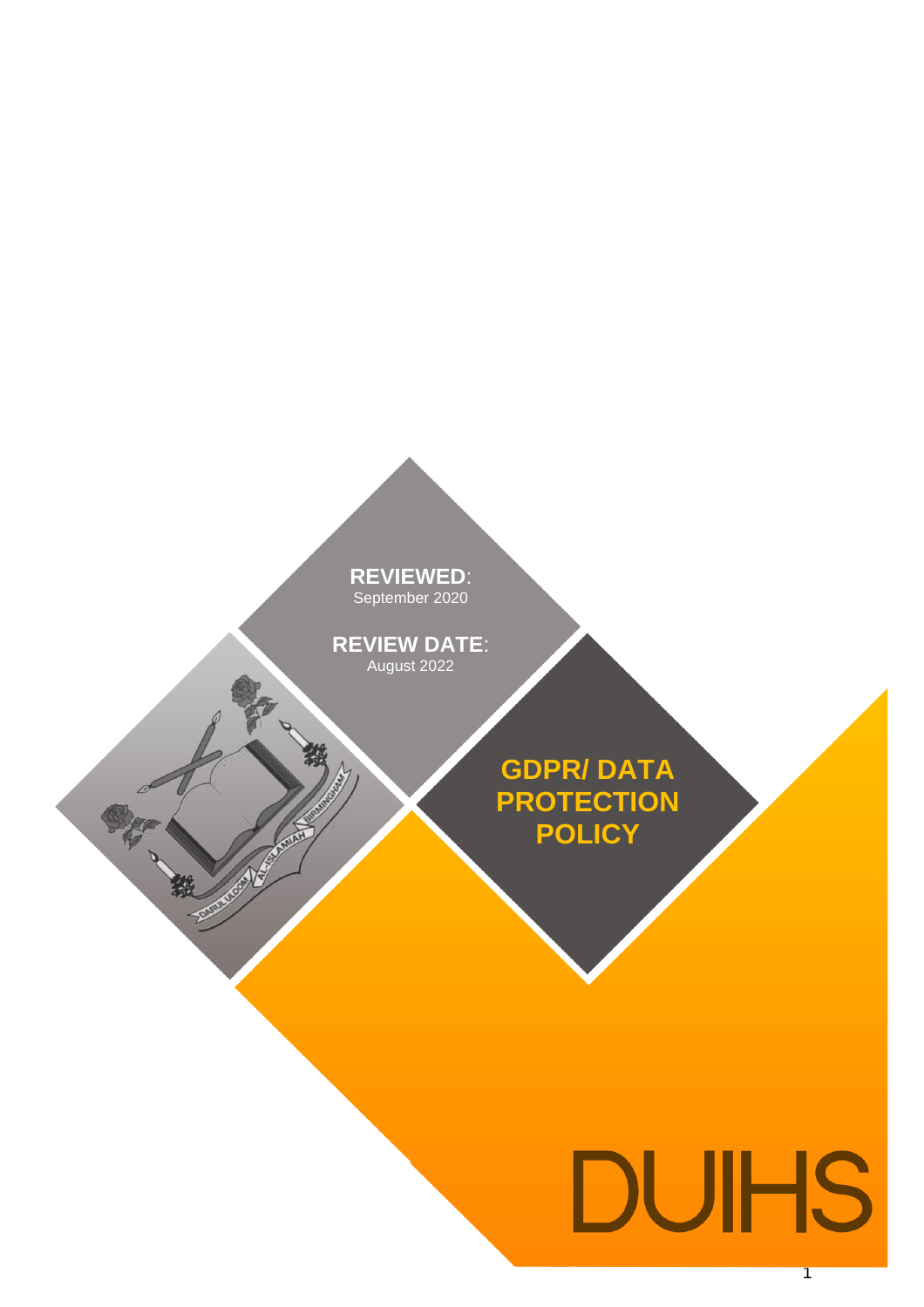**REVIEWED**: September 2020

**REVIEW DATE**: August 2022

# GDPR/ DATA PROTECTION POLICY

DUIHS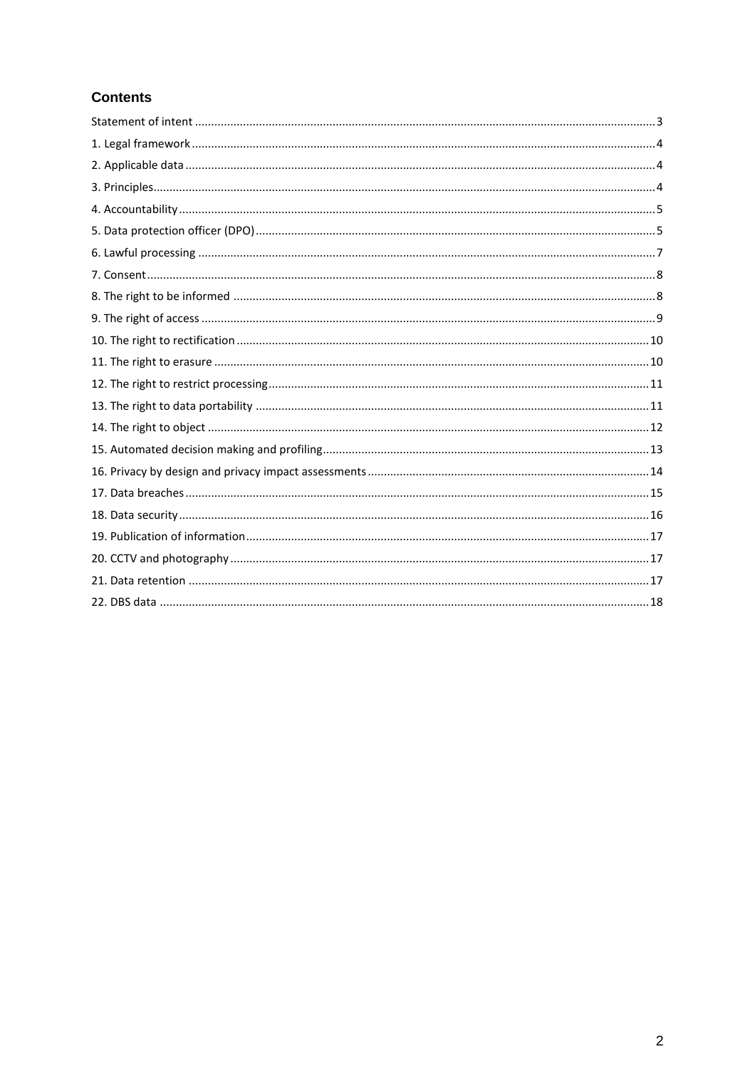## Contents

- Statement of intent ..... 3
- 1. Legal framework ..... 4
- 2. Applicable data ..... 4
- 3. Principles ..... 4
- 4. Accountability ..... 5
- 5. Data protection officer (DPO) ..... 5
- 6. Lawful processing ..... 7
- 7. Consent ..... 8
- 8. The right to be informed ..... 8
- 9. The right of access ..... 9
- 10. The right to rectification ..... 10
- 11. The right to erasure ..... 10
- 12. The right to restrict processing ..... 11
- 13. The right to data portability ..... 11
- 14. The right to object ..... 12
- 15. Automated decision making and profiling ..... 13
- 16. Privacy by design and privacy impact assessments ..... 14
- 17. Data breaches ..... 15
- 18. Data security ..... 16
- 19. Publication of information ..... 17
- 20. CCTV and photography ..... 17
- 21. Data retention ..... 17
- 22. DBS data ..... 18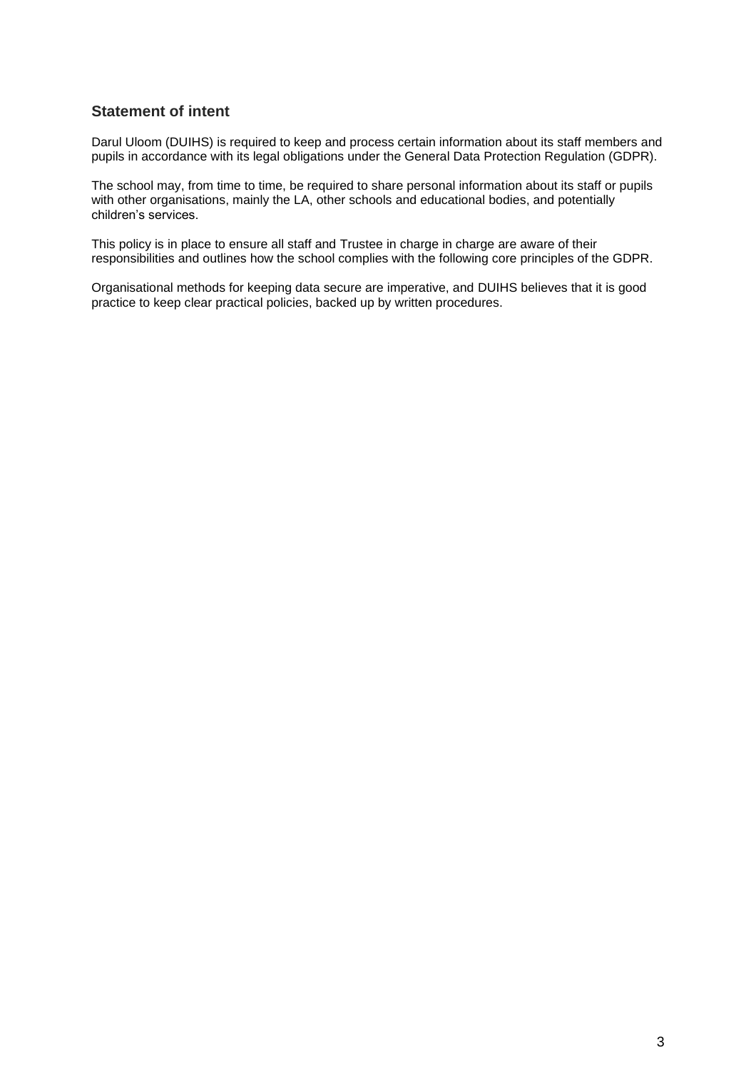## Statement of intent

Darul Uloom (DUIHS) is required to keep and process certain information about its staff members and pupils in accordance with its legal obligations under the General Data Protection Regulation (GDPR).

The school may, from time to time, be required to share personal information about its staff or pupils with other organisations, mainly the LA, other schools and educational bodies, and potentially children's services.

This policy is in place to ensure all staff and Trustee in charge in charge are aware of their responsibilities and outlines how the school complies with the following core principles of the GDPR.

Organisational methods for keeping data secure are imperative, and DUIHS believes that it is good practice to keep clear practical policies, backed up by written procedures.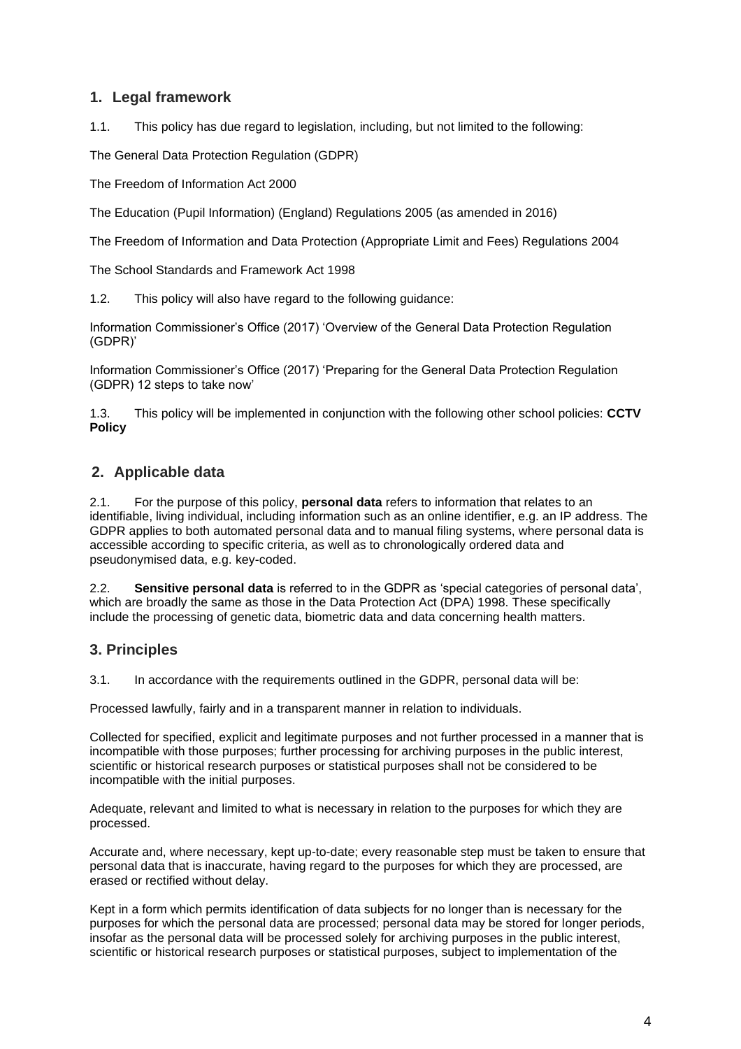## 1. Legal framework

1.1. This policy has due regard to legislation, including, but not limited to the following:

The General Data Protection Regulation (GDPR)

The Freedom of Information Act 2000

The Education (Pupil Information) (England) Regulations 2005 (as amended in 2016)

The Freedom of Information and Data Protection (Appropriate Limit and Fees) Regulations 2004

The School Standards and Framework Act 1998

1.2. This policy will also have regard to the following guidance:

Information Commissioner's Office (2017) 'Overview of the General Data Protection Regulation (GDPR)'

Information Commissioner's Office (2017) 'Preparing for the General Data Protection Regulation (GDPR) 12 steps to take now'

1.3. This policy will be implemented in conjunction with the following other school policies: **CCTV Policy**

## 2. Applicable data

2.1. For the purpose of this policy, **personal data** refers to information that relates to an identifiable, living individual, including information such as an online identifier, e.g. an IP address. The GDPR applies to both automated personal data and to manual filing systems, where personal data is accessible according to specific criteria, as well as to chronologically ordered data and pseudonymised data, e.g. key-coded.

2.2. **Sensitive personal data** is referred to in the GDPR as 'special categories of personal data', which are broadly the same as those in the Data Protection Act (DPA) 1998. These specifically include the processing of genetic data, biometric data and data concerning health matters.

## 3. Principles

3.1. In accordance with the requirements outlined in the GDPR, personal data will be:

Processed lawfully, fairly and in a transparent manner in relation to individuals.

Collected for specified, explicit and legitimate purposes and not further processed in a manner that is incompatible with those purposes; further processing for archiving purposes in the public interest, scientific or historical research purposes or statistical purposes shall not be considered to be incompatible with the initial purposes.

Adequate, relevant and limited to what is necessary in relation to the purposes for which they are processed.

Accurate and, where necessary, kept up-to-date; every reasonable step must be taken to ensure that personal data that is inaccurate, having regard to the purposes for which they are processed, are erased or rectified without delay.

Kept in a form which permits identification of data subjects for no longer than is necessary for the purposes for which the personal data are processed; personal data may be stored for longer periods, insofar as the personal data will be processed solely for archiving purposes in the public interest, scientific or historical research purposes or statistical purposes, subject to implementation of the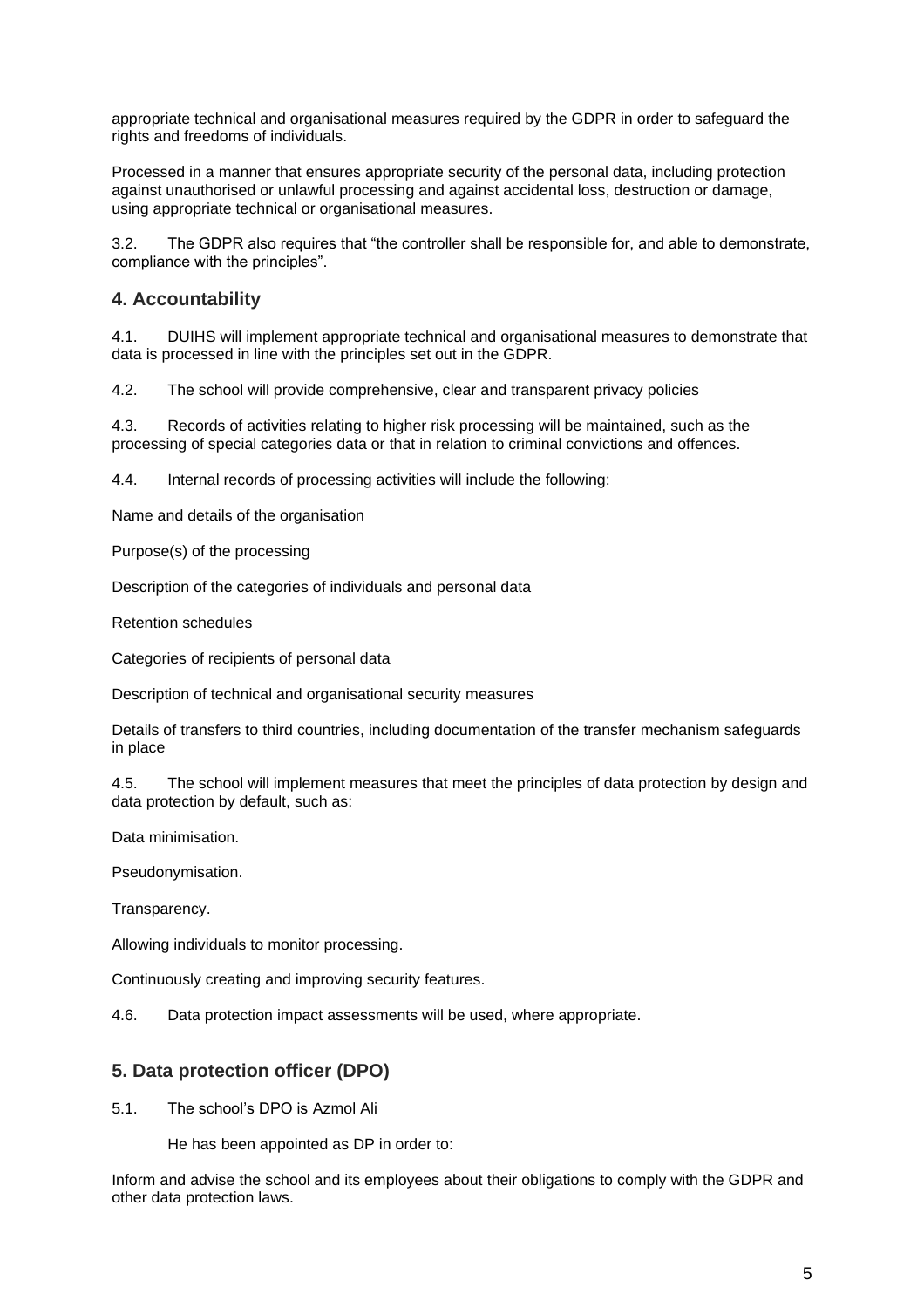appropriate technical and organisational measures required by the GDPR in order to safeguard the rights and freedoms of individuals.

Processed in a manner that ensures appropriate security of the personal data, including protection against unauthorised or unlawful processing and against accidental loss, destruction or damage, using appropriate technical or organisational measures.

3.2. The GDPR also requires that "the controller shall be responsible for, and able to demonstrate, compliance with the principles".

## 4. Accountability

4.1. DUIHS will implement appropriate technical and organisational measures to demonstrate that data is processed in line with the principles set out in the GDPR.

4.2. The school will provide comprehensive, clear and transparent privacy policies

4.3. Records of activities relating to higher risk processing will be maintained, such as the processing of special categories data or that in relation to criminal convictions and offences.

4.4. Internal records of processing activities will include the following:

Name and details of the organisation

Purpose(s) of the processing

Description of the categories of individuals and personal data

Retention schedules

Categories of recipients of personal data

Description of technical and organisational security measures

Details of transfers to third countries, including documentation of the transfer mechanism safeguards in place

4.5. The school will implement measures that meet the principles of data protection by design and data protection by default, such as:

Data minimisation.

Pseudonymisation.

Transparency.

Allowing individuals to monitor processing.

Continuously creating and improving security features.

4.6. Data protection impact assessments will be used, where appropriate.

## 5. Data protection officer (DPO)

5.1. The school's DPO is Azmol Ali

He has been appointed as DP in order to:

Inform and advise the school and its employees about their obligations to comply with the GDPR and other data protection laws.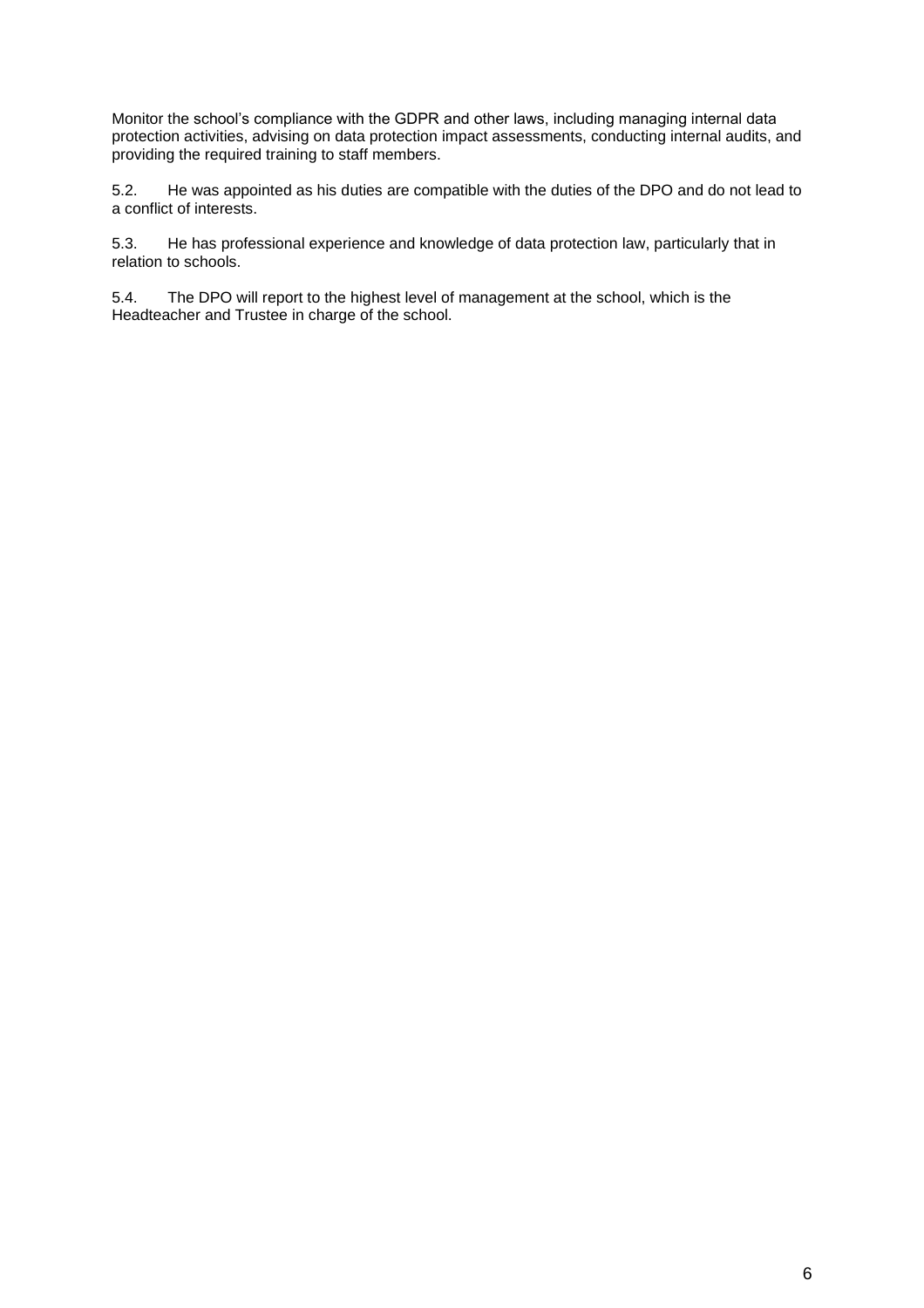Monitor the school's compliance with the GDPR and other laws, including managing internal data protection activities, advising on data protection impact assessments, conducting internal audits, and providing the required training to staff members.

5.2. He was appointed as his duties are compatible with the duties of the DPO and do not lead to a conflict of interests.

5.3. He has professional experience and knowledge of data protection law, particularly that in relation to schools.

5.4. The DPO will report to the highest level of management at the school, which is the Headteacher and Trustee in charge of the school.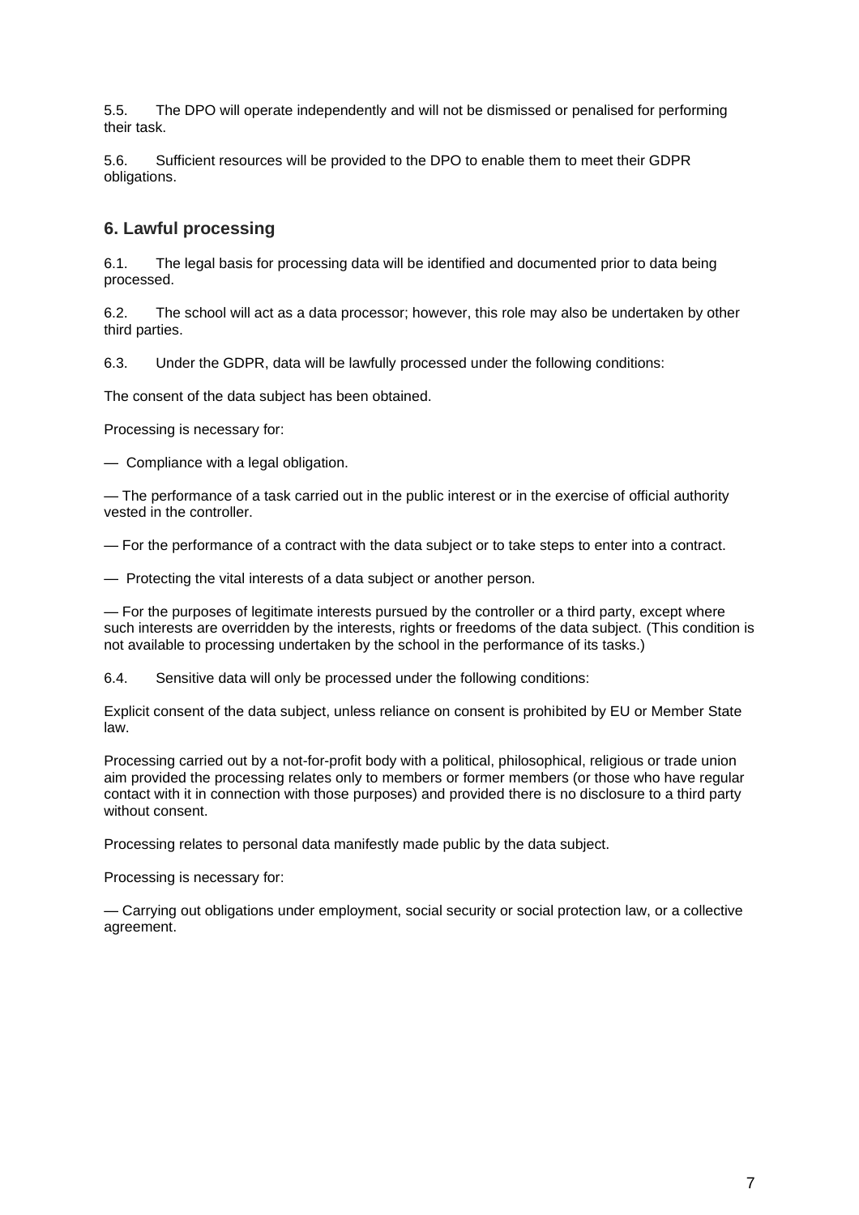5.5. The DPO will operate independently and will not be dismissed or penalised for performing their task.

5.6. Sufficient resources will be provided to the DPO to enable them to meet their GDPR obligations.

## 6. Lawful processing

6.1. The legal basis for processing data will be identified and documented prior to data being processed.

6.2. The school will act as a data processor; however, this role may also be undertaken by other third parties.

6.3. Under the GDPR, data will be lawfully processed under the following conditions:

The consent of the data subject has been obtained.

Processing is necessary for:

— Compliance with a legal obligation.

— The performance of a task carried out in the public interest or in the exercise of official authority vested in the controller.

— For the performance of a contract with the data subject or to take steps to enter into a contract.

— Protecting the vital interests of a data subject or another person.

— For the purposes of legitimate interests pursued by the controller or a third party, except where such interests are overridden by the interests, rights or freedoms of the data subject. (This condition is not available to processing undertaken by the school in the performance of its tasks.)

6.4. Sensitive data will only be processed under the following conditions:

Explicit consent of the data subject, unless reliance on consent is prohibited by EU or Member State law.

Processing carried out by a not-for-profit body with a political, philosophical, religious or trade union aim provided the processing relates only to members or former members (or those who have regular contact with it in connection with those purposes) and provided there is no disclosure to a third party without consent.

Processing relates to personal data manifestly made public by the data subject.

Processing is necessary for:

— Carrying out obligations under employment, social security or social protection law, or a collective agreement.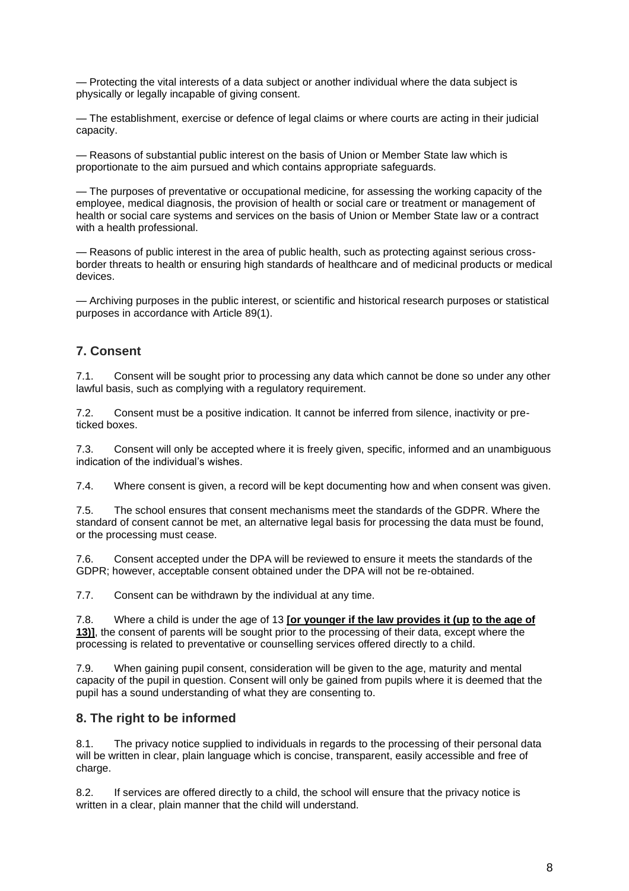— Protecting the vital interests of a data subject or another individual where the data subject is physically or legally incapable of giving consent.

— The establishment, exercise or defence of legal claims or where courts are acting in their judicial capacity.

— Reasons of substantial public interest on the basis of Union or Member State law which is proportionate to the aim pursued and which contains appropriate safeguards.

— The purposes of preventative or occupational medicine, for assessing the working capacity of the employee, medical diagnosis, the provision of health or social care or treatment or management of health or social care systems and services on the basis of Union or Member State law or a contract with a health professional.

— Reasons of public interest in the area of public health, such as protecting against serious cross-border threats to health or ensuring high standards of healthcare and of medicinal products or medical devices.

— Archiving purposes in the public interest, or scientific and historical research purposes or statistical purposes in accordance with Article 89(1).

## 7. Consent

7.1. Consent will be sought prior to processing any data which cannot be done so under any other lawful basis, such as complying with a regulatory requirement.

7.2. Consent must be a positive indication. It cannot be inferred from silence, inactivity or pre-ticked boxes.

7.3. Consent will only be accepted where it is freely given, specific, informed and an unambiguous indication of the individual's wishes.

7.4. Where consent is given, a record will be kept documenting how and when consent was given.

7.5. The school ensures that consent mechanisms meet the standards of the GDPR. Where the standard of consent cannot be met, an alternative legal basis for processing the data must be found, or the processing must cease.

7.6. Consent accepted under the DPA will be reviewed to ensure it meets the standards of the GDPR; however, acceptable consent obtained under the DPA will not be re-obtained.

7.7. Consent can be withdrawn by the individual at any time.

7.8. Where a child is under the age of 13 **[or younger if the law provides it (up to the age of 13)]**, the consent of parents will be sought prior to the processing of their data, except where the processing is related to preventative or counselling services offered directly to a child.

7.9. When gaining pupil consent, consideration will be given to the age, maturity and mental capacity of the pupil in question. Consent will only be gained from pupils where it is deemed that the pupil has a sound understanding of what they are consenting to.

## 8. The right to be informed

8.1. The privacy notice supplied to individuals in regards to the processing of their personal data will be written in clear, plain language which is concise, transparent, easily accessible and free of charge.

8.2. If services are offered directly to a child, the school will ensure that the privacy notice is written in a clear, plain manner that the child will understand.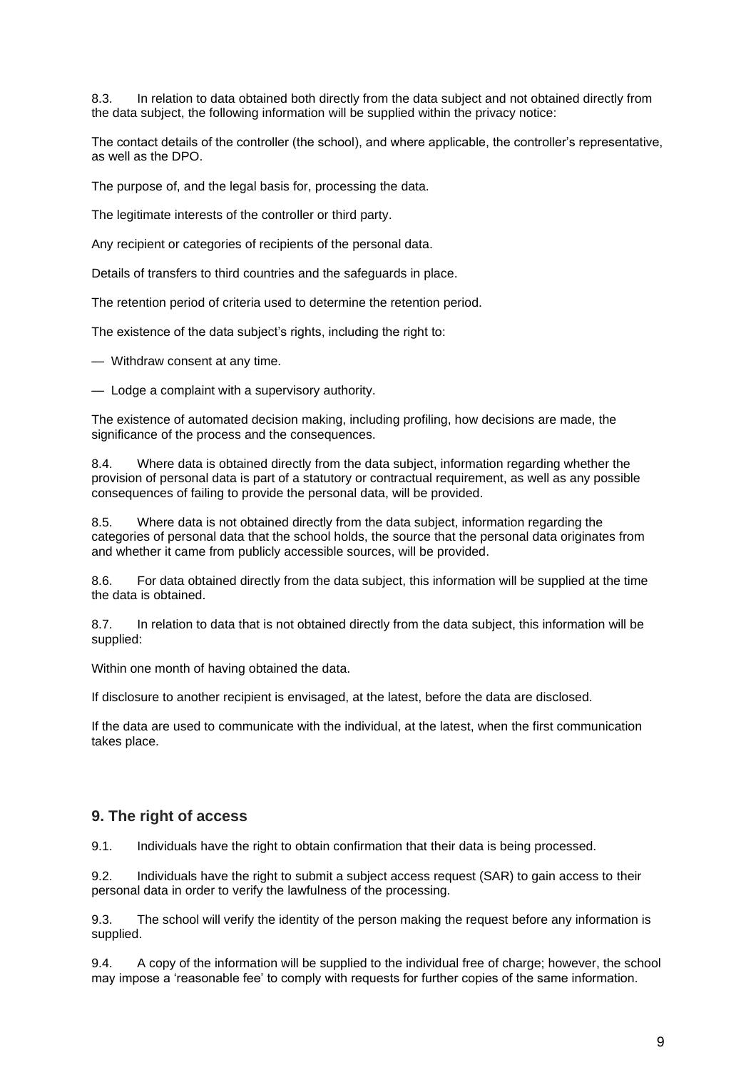8.3. In relation to data obtained both directly from the data subject and not obtained directly from the data subject, the following information will be supplied within the privacy notice:

The contact details of the controller (the school), and where applicable, the controller's representative, as well as the DPO.

The purpose of, and the legal basis for, processing the data.

The legitimate interests of the controller or third party.

Any recipient or categories of recipients of the personal data.

Details of transfers to third countries and the safeguards in place.

The retention period of criteria used to determine the retention period.

The existence of the data subject's rights, including the right to:

— Withdraw consent at any time.

— Lodge a complaint with a supervisory authority.

The existence of automated decision making, including profiling, how decisions are made, the significance of the process and the consequences.

8.4. Where data is obtained directly from the data subject, information regarding whether the provision of personal data is part of a statutory or contractual requirement, as well as any possible consequences of failing to provide the personal data, will be provided.

8.5. Where data is not obtained directly from the data subject, information regarding the categories of personal data that the school holds, the source that the personal data originates from and whether it came from publicly accessible sources, will be provided.

8.6. For data obtained directly from the data subject, this information will be supplied at the time the data is obtained.

8.7. In relation to data that is not obtained directly from the data subject, this information will be supplied:

Within one month of having obtained the data.

If disclosure to another recipient is envisaged, at the latest, before the data are disclosed.

If the data are used to communicate with the individual, at the latest, when the first communication takes place.

## 9. The right of access

9.1. Individuals have the right to obtain confirmation that their data is being processed.

9.2. Individuals have the right to submit a subject access request (SAR) to gain access to their personal data in order to verify the lawfulness of the processing.

9.3. The school will verify the identity of the person making the request before any information is supplied.

9.4. A copy of the information will be supplied to the individual free of charge; however, the school may impose a 'reasonable fee' to comply with requests for further copies of the same information.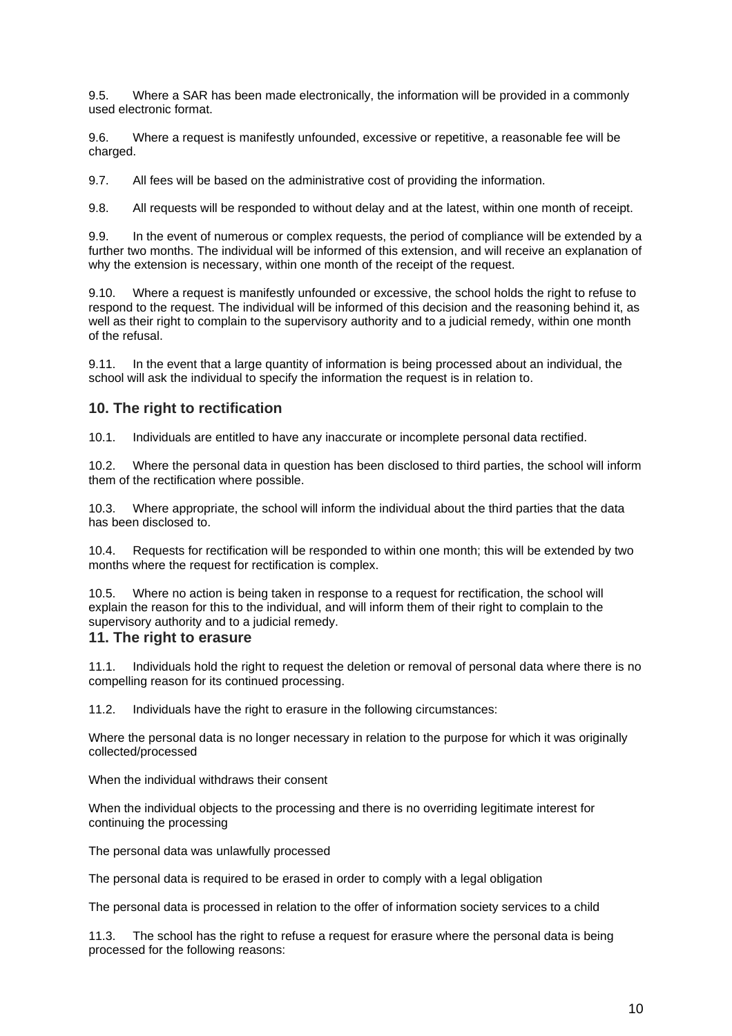9.5. Where a SAR has been made electronically, the information will be provided in a commonly used electronic format.

9.6. Where a request is manifestly unfounded, excessive or repetitive, a reasonable fee will be charged.

9.7. All fees will be based on the administrative cost of providing the information.

9.8. All requests will be responded to without delay and at the latest, within one month of receipt.

9.9. In the event of numerous or complex requests, the period of compliance will be extended by a further two months. The individual will be informed of this extension, and will receive an explanation of why the extension is necessary, within one month of the receipt of the request.

9.10. Where a request is manifestly unfounded or excessive, the school holds the right to refuse to respond to the request. The individual will be informed of this decision and the reasoning behind it, as well as their right to complain to the supervisory authority and to a judicial remedy, within one month of the refusal.

9.11. In the event that a large quantity of information is being processed about an individual, the school will ask the individual to specify the information the request is in relation to.

## 10. The right to rectification

10.1. Individuals are entitled to have any inaccurate or incomplete personal data rectified.

10.2. Where the personal data in question has been disclosed to third parties, the school will inform them of the rectification where possible.

10.3. Where appropriate, the school will inform the individual about the third parties that the data has been disclosed to.

10.4. Requests for rectification will be responded to within one month; this will be extended by two months where the request for rectification is complex.

10.5. Where no action is being taken in response to a request for rectification, the school will explain the reason for this to the individual, and will inform them of their right to complain to the supervisory authority and to a judicial remedy.

## 11. The right to erasure

11.1. Individuals hold the right to request the deletion or removal of personal data where there is no compelling reason for its continued processing.

11.2. Individuals have the right to erasure in the following circumstances:

Where the personal data is no longer necessary in relation to the purpose for which it was originally collected/processed

When the individual withdraws their consent

When the individual objects to the processing and there is no overriding legitimate interest for continuing the processing

The personal data was unlawfully processed

The personal data is required to be erased in order to comply with a legal obligation

The personal data is processed in relation to the offer of information society services to a child

11.3. The school has the right to refuse a request for erasure where the personal data is being processed for the following reasons: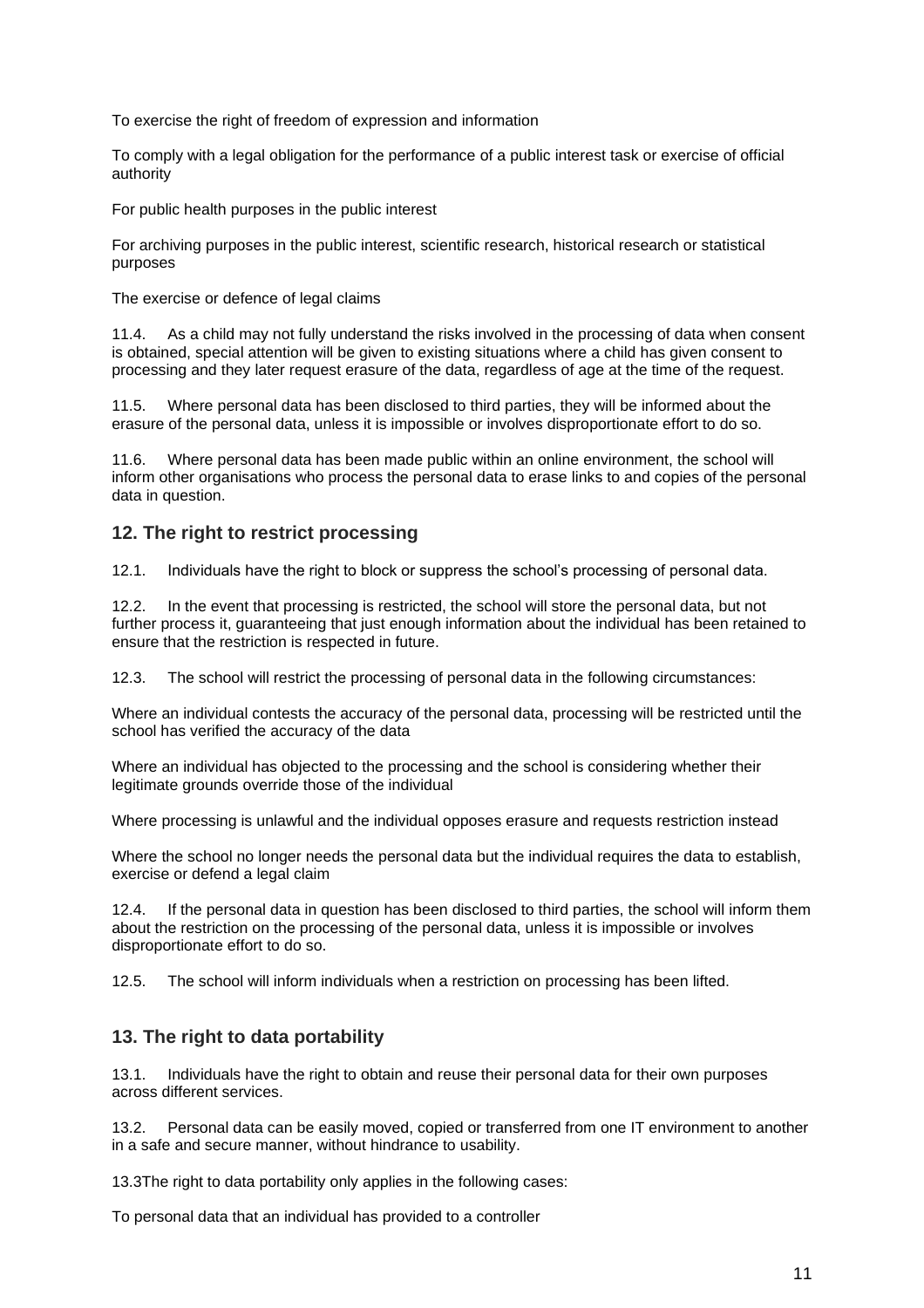To exercise the right of freedom of expression and information

To comply with a legal obligation for the performance of a public interest task or exercise of official authority

For public health purposes in the public interest

For archiving purposes in the public interest, scientific research, historical research or statistical purposes

The exercise or defence of legal claims

11.4. As a child may not fully understand the risks involved in the processing of data when consent is obtained, special attention will be given to existing situations where a child has given consent to processing and they later request erasure of the data, regardless of age at the time of the request.

11.5. Where personal data has been disclosed to third parties, they will be informed about the erasure of the personal data, unless it is impossible or involves disproportionate effort to do so.

11.6. Where personal data has been made public within an online environment, the school will inform other organisations who process the personal data to erase links to and copies of the personal data in question.

## 12. The right to restrict processing

12.1. Individuals have the right to block or suppress the school's processing of personal data.

12.2. In the event that processing is restricted, the school will store the personal data, but not further process it, guaranteeing that just enough information about the individual has been retained to ensure that the restriction is respected in future.

12.3. The school will restrict the processing of personal data in the following circumstances:

Where an individual contests the accuracy of the personal data, processing will be restricted until the school has verified the accuracy of the data

Where an individual has objected to the processing and the school is considering whether their legitimate grounds override those of the individual

Where processing is unlawful and the individual opposes erasure and requests restriction instead

Where the school no longer needs the personal data but the individual requires the data to establish, exercise or defend a legal claim

12.4. If the personal data in question has been disclosed to third parties, the school will inform them about the restriction on the processing of the personal data, unless it is impossible or involves disproportionate effort to do so.

12.5. The school will inform individuals when a restriction on processing has been lifted.

## 13. The right to data portability

13.1. Individuals have the right to obtain and reuse their personal data for their own purposes across different services.

13.2. Personal data can be easily moved, copied or transferred from one IT environment to another in a safe and secure manner, without hindrance to usability.

13.3The right to data portability only applies in the following cases:

To personal data that an individual has provided to a controller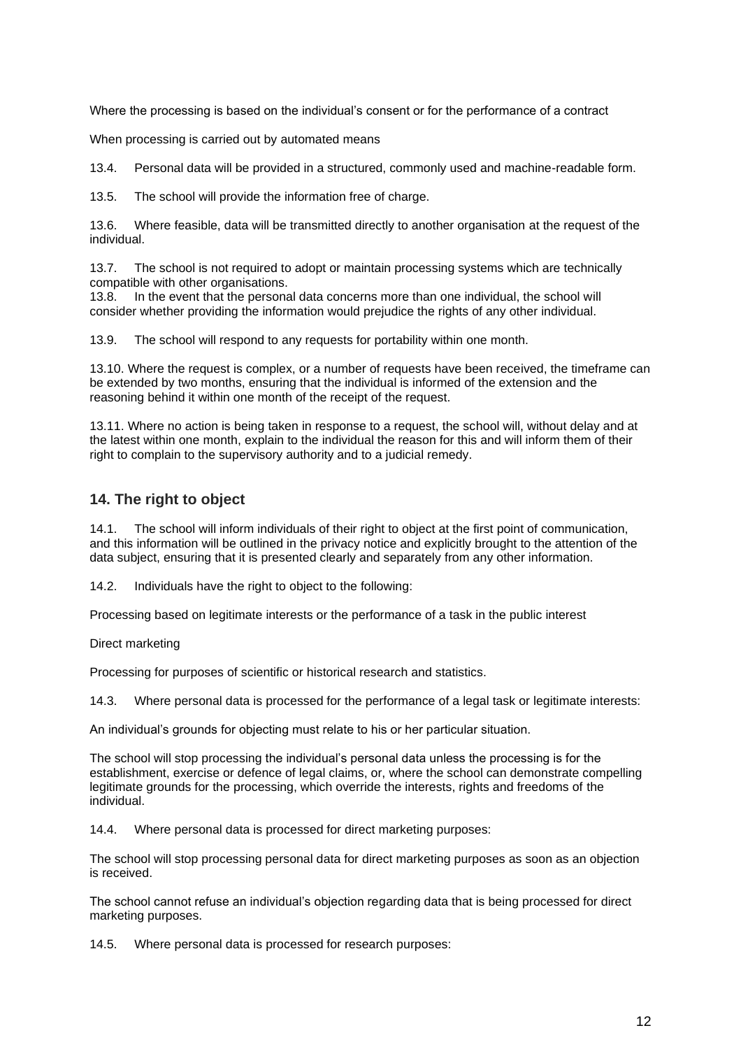Where the processing is based on the individual's consent or for the performance of a contract

When processing is carried out by automated means

13.4. Personal data will be provided in a structured, commonly used and machine-readable form.

13.5. The school will provide the information free of charge.

13.6. Where feasible, data will be transmitted directly to another organisation at the request of the individual.

13.7. The school is not required to adopt or maintain processing systems which are technically compatible with other organisations.

13.8. In the event that the personal data concerns more than one individual, the school will consider whether providing the information would prejudice the rights of any other individual.

13.9. The school will respond to any requests for portability within one month.

13.10. Where the request is complex, or a number of requests have been received, the timeframe can be extended by two months, ensuring that the individual is informed of the extension and the reasoning behind it within one month of the receipt of the request.

13.11. Where no action is being taken in response to a request, the school will, without delay and at the latest within one month, explain to the individual the reason for this and will inform them of their right to complain to the supervisory authority and to a judicial remedy.

## 14. The right to object

14.1. The school will inform individuals of their right to object at the first point of communication, and this information will be outlined in the privacy notice and explicitly brought to the attention of the data subject, ensuring that it is presented clearly and separately from any other information.

14.2. Individuals have the right to object to the following:

Processing based on legitimate interests or the performance of a task in the public interest

Direct marketing

Processing for purposes of scientific or historical research and statistics.

14.3. Where personal data is processed for the performance of a legal task or legitimate interests:

An individual's grounds for objecting must relate to his or her particular situation.

The school will stop processing the individual's personal data unless the processing is for the establishment, exercise or defence of legal claims, or, where the school can demonstrate compelling legitimate grounds for the processing, which override the interests, rights and freedoms of the individual.

14.4. Where personal data is processed for direct marketing purposes:

The school will stop processing personal data for direct marketing purposes as soon as an objection is received.

The school cannot refuse an individual's objection regarding data that is being processed for direct marketing purposes.

14.5. Where personal data is processed for research purposes: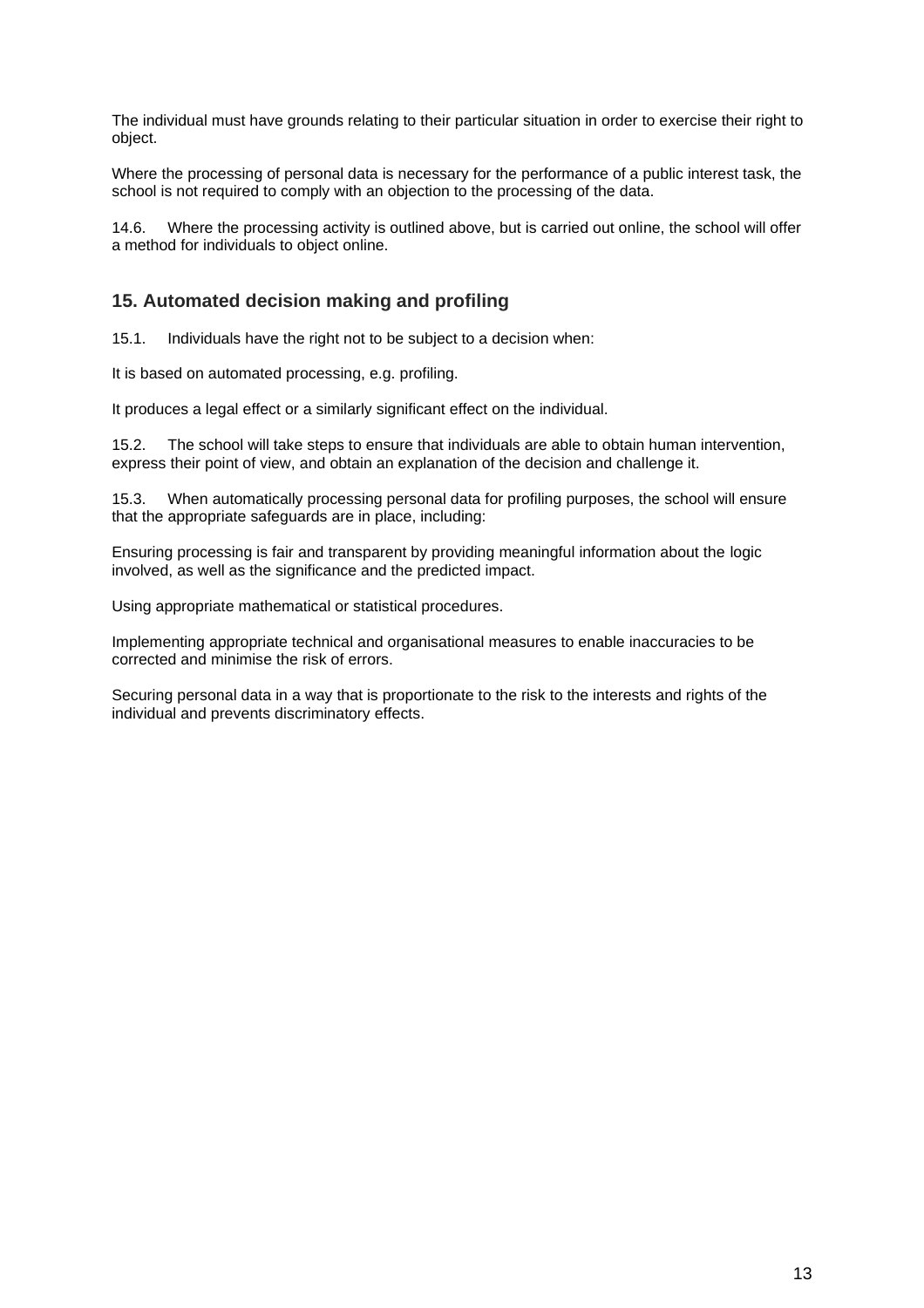The individual must have grounds relating to their particular situation in order to exercise their right to object.

Where the processing of personal data is necessary for the performance of a public interest task, the school is not required to comply with an objection to the processing of the data.

14.6. Where the processing activity is outlined above, but is carried out online, the school will offer a method for individuals to object online.

## 15. Automated decision making and profiling

15.1. Individuals have the right not to be subject to a decision when:

It is based on automated processing, e.g. profiling.

It produces a legal effect or a similarly significant effect on the individual.

15.2. The school will take steps to ensure that individuals are able to obtain human intervention, express their point of view, and obtain an explanation of the decision and challenge it.

15.3. When automatically processing personal data for profiling purposes, the school will ensure that the appropriate safeguards are in place, including:

Ensuring processing is fair and transparent by providing meaningful information about the logic involved, as well as the significance and the predicted impact.

Using appropriate mathematical or statistical procedures.

Implementing appropriate technical and organisational measures to enable inaccuracies to be corrected and minimise the risk of errors.

Securing personal data in a way that is proportionate to the risk to the interests and rights of the individual and prevents discriminatory effects.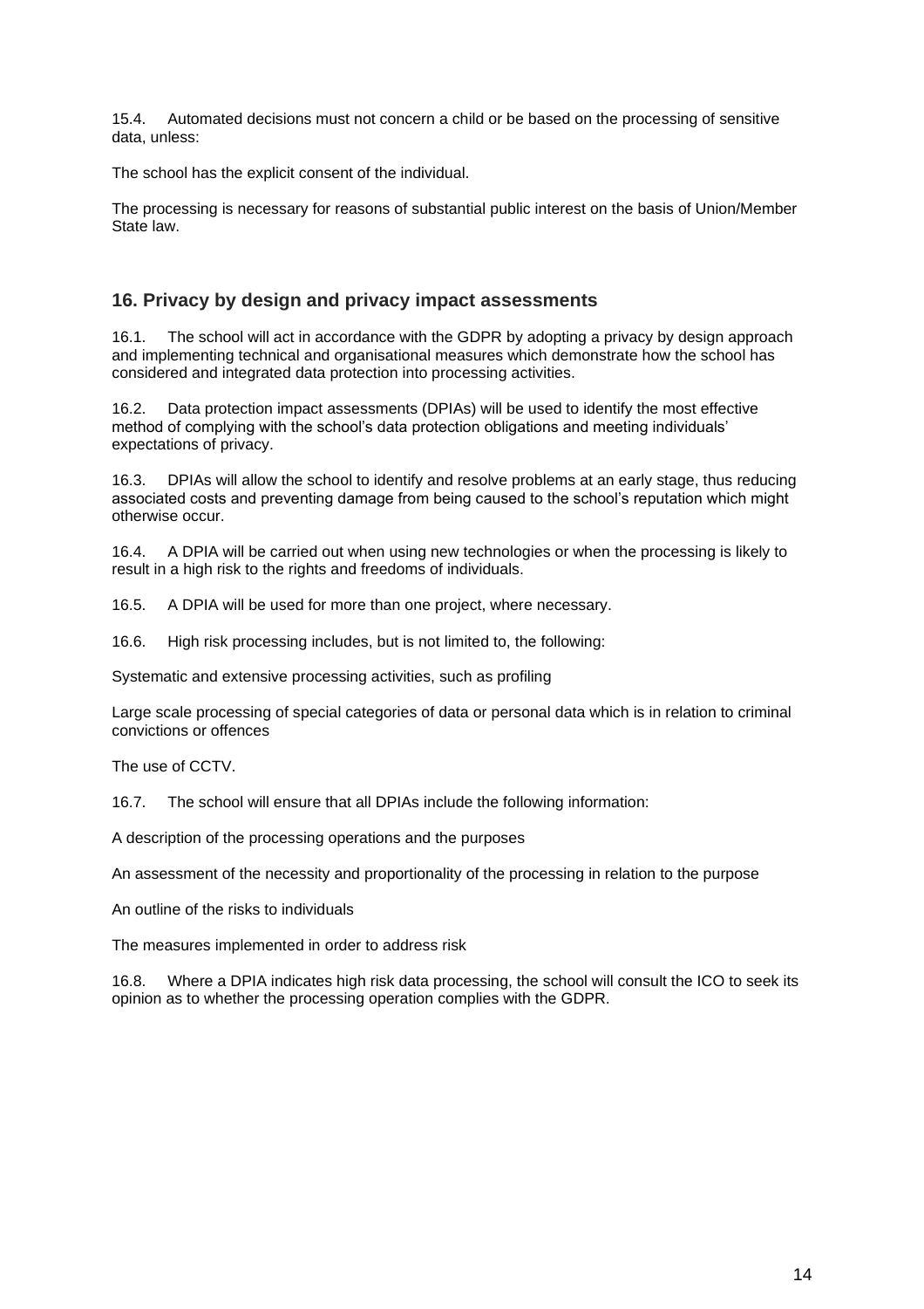15.4. Automated decisions must not concern a child or be based on the processing of sensitive data, unless:

The school has the explicit consent of the individual.

The processing is necessary for reasons of substantial public interest on the basis of Union/Member State law.

## 16. Privacy by design and privacy impact assessments

16.1. The school will act in accordance with the GDPR by adopting a privacy by design approach and implementing technical and organisational measures which demonstrate how the school has considered and integrated data protection into processing activities.

16.2. Data protection impact assessments (DPIAs) will be used to identify the most effective method of complying with the school's data protection obligations and meeting individuals' expectations of privacy.

16.3. DPIAs will allow the school to identify and resolve problems at an early stage, thus reducing associated costs and preventing damage from being caused to the school's reputation which might otherwise occur.

16.4. A DPIA will be carried out when using new technologies or when the processing is likely to result in a high risk to the rights and freedoms of individuals.

16.5. A DPIA will be used for more than one project, where necessary.

16.6. High risk processing includes, but is not limited to, the following:

Systematic and extensive processing activities, such as profiling

Large scale processing of special categories of data or personal data which is in relation to criminal convictions or offences

The use of CCTV.

16.7. The school will ensure that all DPIAs include the following information:

A description of the processing operations and the purposes

An assessment of the necessity and proportionality of the processing in relation to the purpose

An outline of the risks to individuals

The measures implemented in order to address risk

16.8. Where a DPIA indicates high risk data processing, the school will consult the ICO to seek its opinion as to whether the processing operation complies with the GDPR.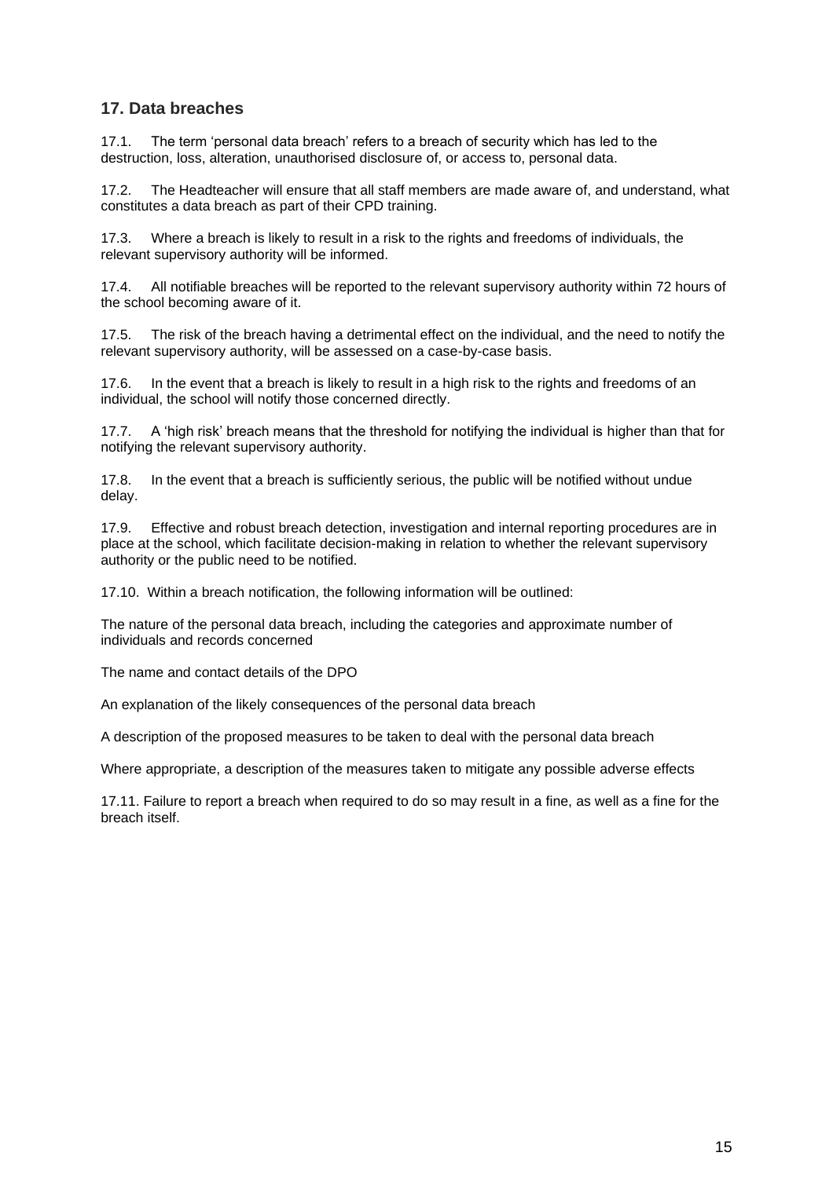## 17. Data breaches

17.1. The term 'personal data breach' refers to a breach of security which has led to the destruction, loss, alteration, unauthorised disclosure of, or access to, personal data.

17.2. The Headteacher will ensure that all staff members are made aware of, and understand, what constitutes a data breach as part of their CPD training.

17.3. Where a breach is likely to result in a risk to the rights and freedoms of individuals, the relevant supervisory authority will be informed.

17.4. All notifiable breaches will be reported to the relevant supervisory authority within 72 hours of the school becoming aware of it.

17.5. The risk of the breach having a detrimental effect on the individual, and the need to notify the relevant supervisory authority, will be assessed on a case-by-case basis.

17.6. In the event that a breach is likely to result in a high risk to the rights and freedoms of an individual, the school will notify those concerned directly.

17.7. A 'high risk' breach means that the threshold for notifying the individual is higher than that for notifying the relevant supervisory authority.

17.8. In the event that a breach is sufficiently serious, the public will be notified without undue delay.

17.9. Effective and robust breach detection, investigation and internal reporting procedures are in place at the school, which facilitate decision-making in relation to whether the relevant supervisory authority or the public need to be notified.

17.10. Within a breach notification, the following information will be outlined:

The nature of the personal data breach, including the categories and approximate number of individuals and records concerned

The name and contact details of the DPO

An explanation of the likely consequences of the personal data breach

A description of the proposed measures to be taken to deal with the personal data breach

Where appropriate, a description of the measures taken to mitigate any possible adverse effects

17.11. Failure to report a breach when required to do so may result in a fine, as well as a fine for the breach itself.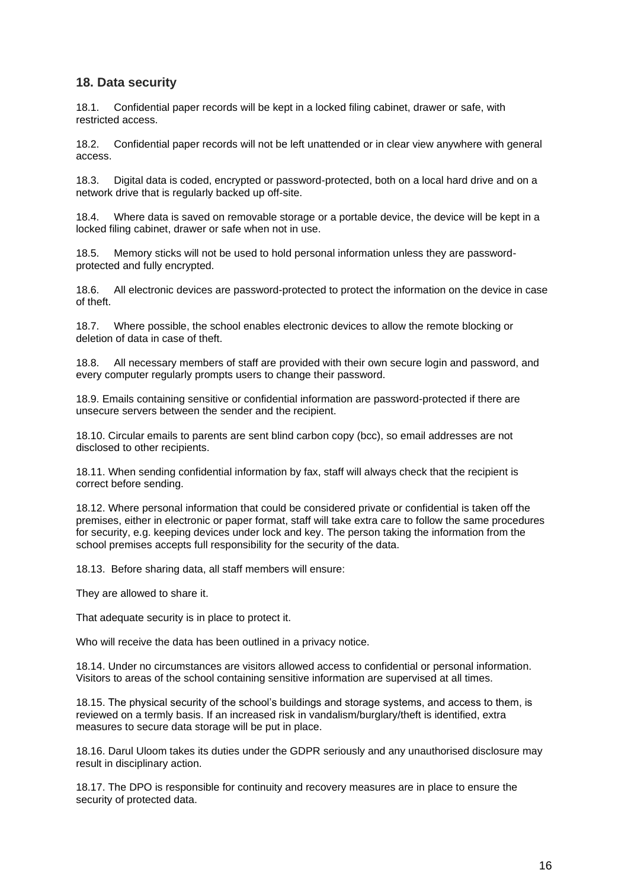## 18. Data security

18.1. Confidential paper records will be kept in a locked filing cabinet, drawer or safe, with restricted access.

18.2. Confidential paper records will not be left unattended or in clear view anywhere with general access.

18.3. Digital data is coded, encrypted or password-protected, both on a local hard drive and on a network drive that is regularly backed up off-site.

18.4. Where data is saved on removable storage or a portable device, the device will be kept in a locked filing cabinet, drawer or safe when not in use.

18.5. Memory sticks will not be used to hold personal information unless they are password-protected and fully encrypted.

18.6. All electronic devices are password-protected to protect the information on the device in case of theft.

18.7. Where possible, the school enables electronic devices to allow the remote blocking or deletion of data in case of theft.

18.8. All necessary members of staff are provided with their own secure login and password, and every computer regularly prompts users to change their password.

18.9. Emails containing sensitive or confidential information are password-protected if there are unsecure servers between the sender and the recipient.

18.10. Circular emails to parents are sent blind carbon copy (bcc), so email addresses are not disclosed to other recipients.

18.11. When sending confidential information by fax, staff will always check that the recipient is correct before sending.

18.12. Where personal information that could be considered private or confidential is taken off the premises, either in electronic or paper format, staff will take extra care to follow the same procedures for security, e.g. keeping devices under lock and key. The person taking the information from the school premises accepts full responsibility for the security of the data.

18.13. Before sharing data, all staff members will ensure:

They are allowed to share it.

That adequate security is in place to protect it.

Who will receive the data has been outlined in a privacy notice.

18.14. Under no circumstances are visitors allowed access to confidential or personal information. Visitors to areas of the school containing sensitive information are supervised at all times.

18.15. The physical security of the school's buildings and storage systems, and access to them, is reviewed on a termly basis. If an increased risk in vandalism/burglary/theft is identified, extra measures to secure data storage will be put in place.

18.16. Darul Uloom takes its duties under the GDPR seriously and any unauthorised disclosure may result in disciplinary action.

18.17. The DPO is responsible for continuity and recovery measures are in place to ensure the security of protected data.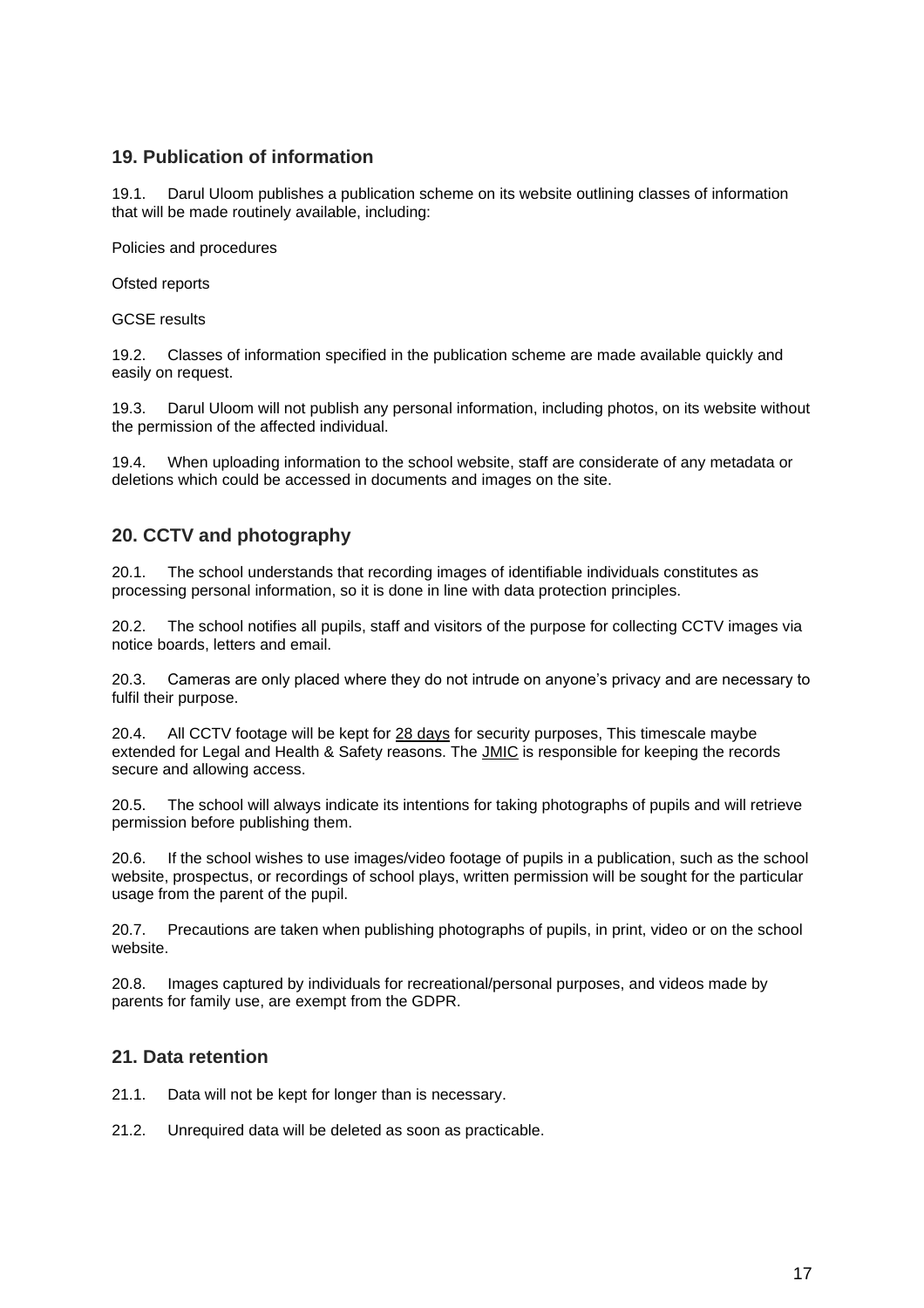## 19. Publication of information

19.1. Darul Uloom publishes a publication scheme on its website outlining classes of information that will be made routinely available, including:

Policies and procedures

Ofsted reports

GCSE results

19.2. Classes of information specified in the publication scheme are made available quickly and easily on request.

19.3. Darul Uloom will not publish any personal information, including photos, on its website without the permission of the affected individual.

19.4. When uploading information to the school website, staff are considerate of any metadata or deletions which could be accessed in documents and images on the site.

## 20. CCTV and photography

20.1. The school understands that recording images of identifiable individuals constitutes as processing personal information, so it is done in line with data protection principles.

20.2. The school notifies all pupils, staff and visitors of the purpose for collecting CCTV images via notice boards, letters and email.

20.3. Cameras are only placed where they do not intrude on anyone's privacy and are necessary to fulfil their purpose.

20.4. All CCTV footage will be kept for 28 days for security purposes, This timescale maybe extended for Legal and Health & Safety reasons. The JMIC is responsible for keeping the records secure and allowing access.

20.5. The school will always indicate its intentions for taking photographs of pupils and will retrieve permission before publishing them.

20.6. If the school wishes to use images/video footage of pupils in a publication, such as the school website, prospectus, or recordings of school plays, written permission will be sought for the particular usage from the parent of the pupil.

20.7. Precautions are taken when publishing photographs of pupils, in print, video or on the school website.

20.8. Images captured by individuals for recreational/personal purposes, and videos made by parents for family use, are exempt from the GDPR.

## 21. Data retention

21.1. Data will not be kept for longer than is necessary.

21.2. Unrequired data will be deleted as soon as practicable.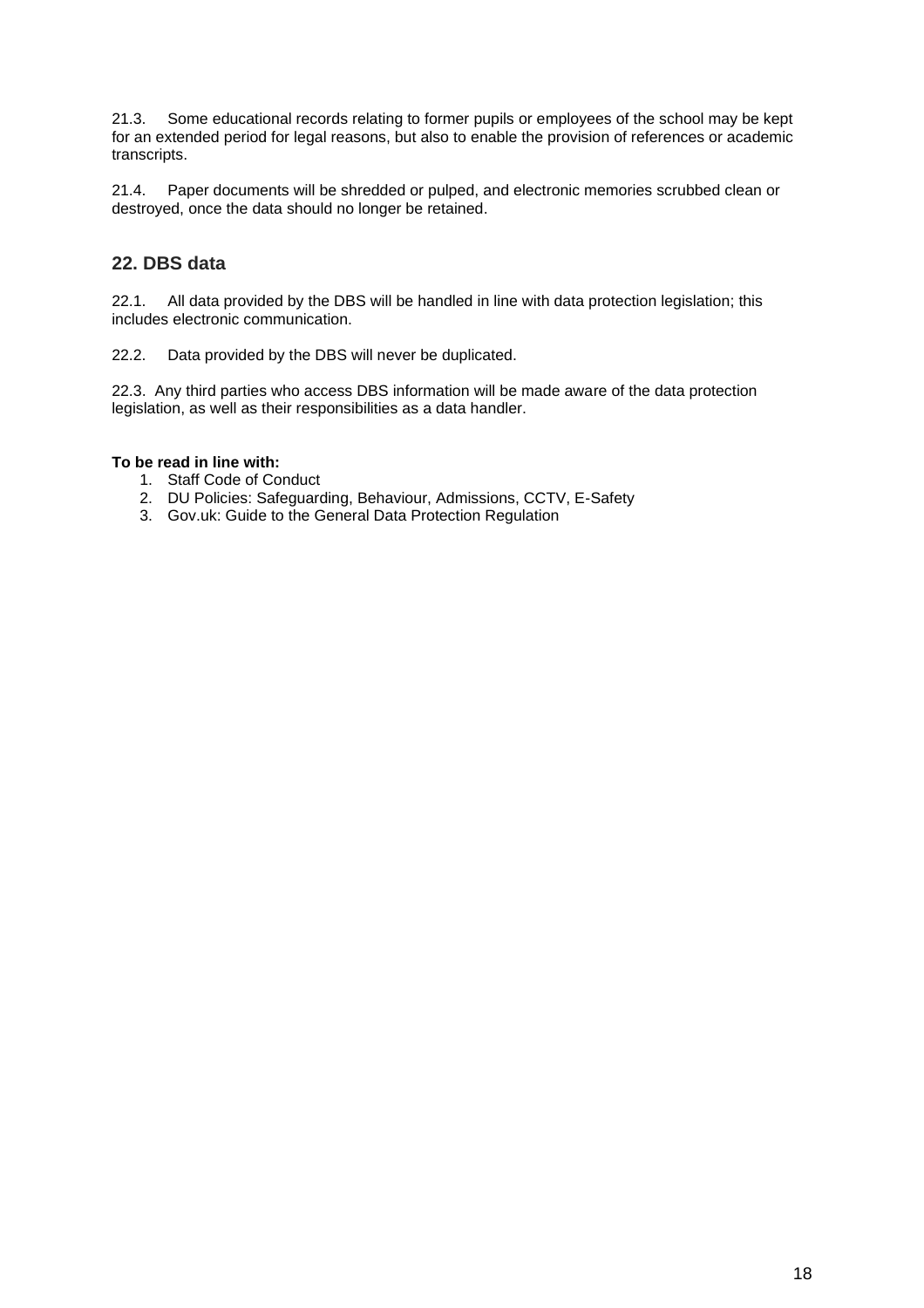21.3. Some educational records relating to former pupils or employees of the school may be kept for an extended period for legal reasons, but also to enable the provision of references or academic transcripts.

21.4. Paper documents will be shredded or pulped, and electronic memories scrubbed clean or destroyed, once the data should no longer be retained.

## 22. DBS data

22.1. All data provided by the DBS will be handled in line with data protection legislation; this includes electronic communication.

22.2. Data provided by the DBS will never be duplicated.

22.3. Any third parties who access DBS information will be made aware of the data protection legislation, as well as their responsibilities as a data handler.

**To be read in line with:**

1. Staff Code of Conduct
2. DU Policies: Safeguarding, Behaviour, Admissions, CCTV, E-Safety
3. Gov.uk: Guide to the General Data Protection Regulation